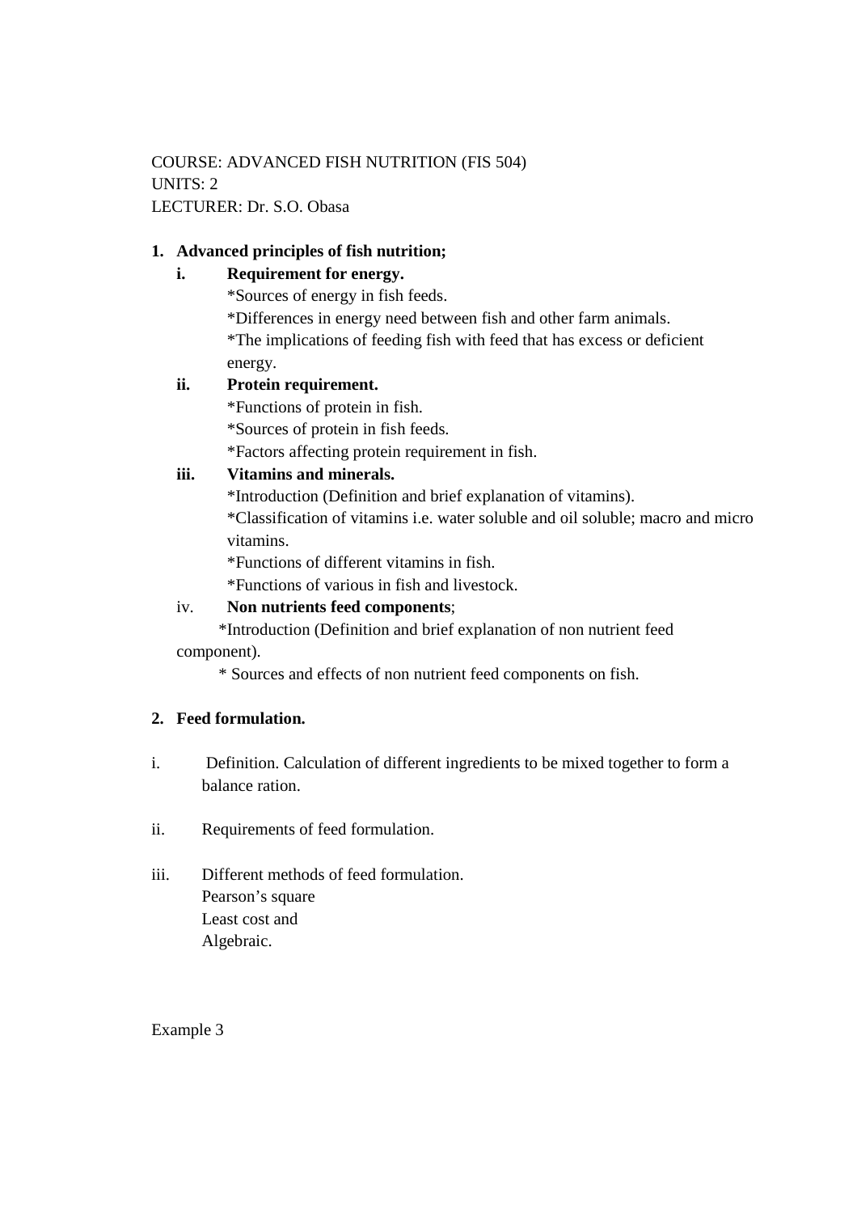COURSE: ADVANCED FISH NUTRITION (FIS 504)
UNITS: 2
LECTURER: Dr. S.O. Obasa

1. **Advanced principles of fish nutrition;**

   i. **Requirement for energy.**
      *Sources of energy in fish feeds.
      *Differences in energy need between fish and other farm animals.
      *The implications of feeding fish with feed that has excess or deficient energy.

   ii. **Protein requirement.**
      *Functions of protein in fish.
      *Sources of protein in fish feeds.
      *Factors affecting protein requirement in fish.

   iii. **Vitamins and minerals.**
      *Introduction (Definition and brief explanation of vitamins).
      *Classification of vitamins i.e. water soluble and oil soluble; macro and micro vitamins.
      *Functions of different vitamins in fish.
      *Functions of various in fish and livestock.

   iv. **Non nutrients feed components**;
      *Introduction (Definition and brief explanation of non nutrient feed component).
      * Sources and effects of non nutrient feed components on fish.

2. **Feed formulation.**

i. Definition. Calculation of different ingredients to be mixed together to form a balance ration.

ii. Requirements of feed formulation.

iii. Different methods of feed formulation.
   Pearson's square
   Least cost and
   Algebraic.

Example 3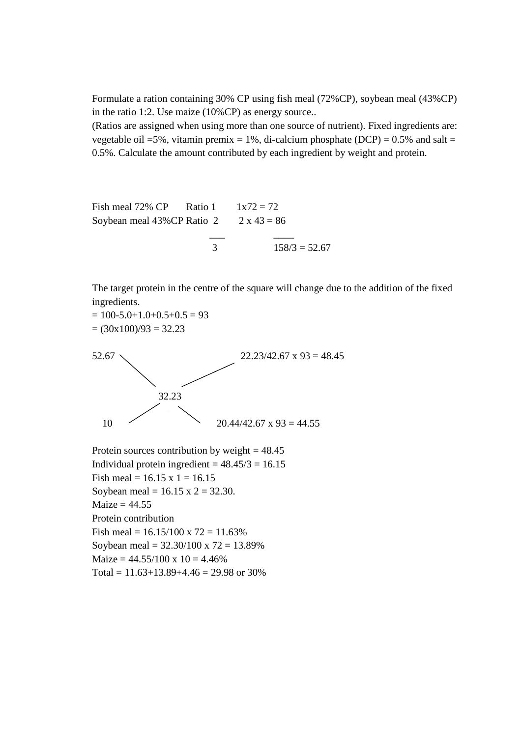Formulate a ration containing 30% CP using fish meal (72%CP), soybean meal (43%CP) in the ratio 1:2. Use maize (10%CP) as energy source..

(Ratios are assigned when using more than one source of nutrient). Fixed ingredients are: vegetable oil =5%, vitamin premix = 1%, di-calcium phosphate (DCP) = 0.5% and salt = 0.5%. Calculate the amount contributed by each ingredient by weight and protein.

Fish meal 72% CP Ratio 1 1x72 = 72

Soybean meal 43%CP Ratio 2 2 x 43 = 86

3 158/3 = 52.67

The target protein in the centre of the square will change due to the addition of the fixed ingredients.

= 100-5.0+1.0+0.5+0.5 = 93

= (30x100)/93 = 32.23

52.67 22.23/42.67 x 93 = 48.45

32.23

10 20.44/42.67 x 93 = 44.55

Protein sources contribution by weight = 48.45

Individual protein ingredient = 48.45/3 = 16.15

Fish meal = 16.15 x 1 = 16.15

Soybean meal = 16.15 x 2 = 32.30.

Maize = 44.55

Protein contribution

Fish meal = 16.15/100 x 72 = 11.63%

Soybean meal = 32.30/100 x 72 = 13.89%

Maize = 44.55/100 x 10 = 4.46%

Total = 11.63+13.89+4.46 = 29.98 or 30%